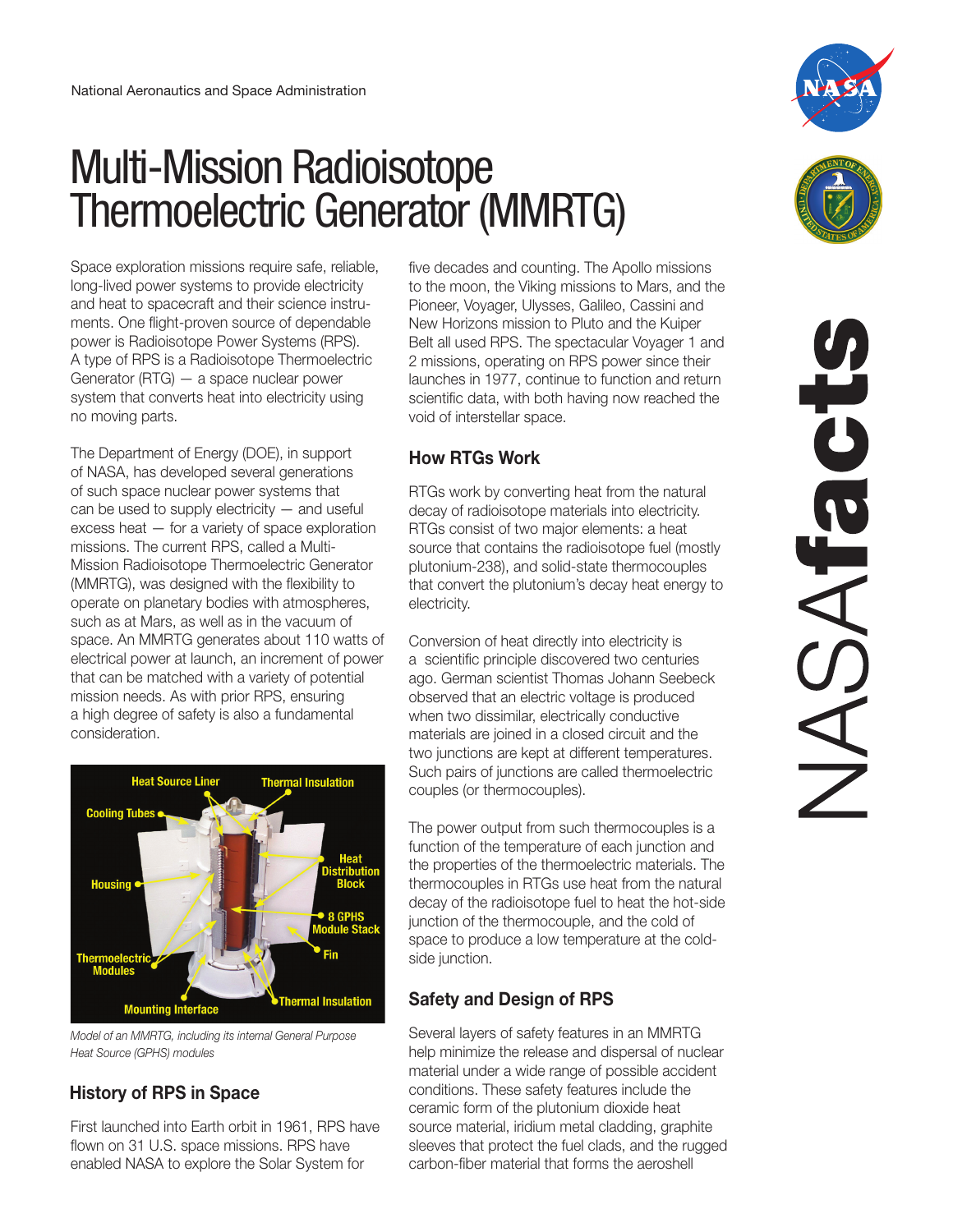National Aeronautics and Space Administration

# Multi-Mission Radioisotope Thermoelectric Generator (MMRTG)

Space exploration missions require safe, reliable, long-lived power systems to provide electricity and heat to spacecraft and their science instruments. One flight-proven source of dependable power is Radioisotope Power Systems (RPS). A type of RPS is a Radioisotope Thermoelectric Generator (RTG) — a space nuclear power system that converts heat into electricity using no moving parts.

The Department of Energy (DOE), in support of NASA, has developed several generations of such space nuclear power systems that can be used to supply electricity — and useful excess heat — for a variety of space exploration missions. The current RPS, called a Multi-Mission Radioisotope Thermoelectric Generator (MMRTG), was designed with the flexibility to operate on planetary bodies with atmospheres, such as at Mars, as well as in the vacuum of space. An MMRTG generates about 110 watts of electrical power at launch, an increment of power that can be matched with a variety of potential mission needs. As with prior RPS, ensuring a high degree of safety is also a fundamental consideration.

Heat Source Liner, Thermal Insulation, Cooling Tubes, Heat Distribution Block, Housing, 8 GPHS Module Stack, Fin, Thermoelectric Modules, Thermal Insulation, Mounting Interface

*Model of an MMRTG, including its internal General Purpose Heat Source (GPHS) modules*

## History of RPS in Space

First launched into Earth orbit in 1961, RPS have flown on 31 U.S. space missions. RPS have enabled NASA to explore the Solar System for five decades and counting. The Apollo missions to the moon, the Viking missions to Mars, and the Pioneer, Voyager, Ulysses, Galileo, Cassini and New Horizons mission to Pluto and the Kuiper Belt all used RPS. The spectacular Voyager 1 and 2 missions, operating on RPS power since their launches in 1977, continue to function and return scientific data, with both having now reached the void of interstellar space.

## How RTGs Work

RTGs work by converting heat from the natural decay of radioisotope materials into electricity. RTGs consist of two major elements: a heat source that contains the radioisotope fuel (mostly plutonium-238), and solid-state thermocouples that convert the plutonium's decay heat energy to electricity.

Conversion of heat directly into electricity is a scientific principle discovered two centuries ago. German scientist Thomas Johann Seebeck observed that an electric voltage is produced when two dissimilar, electrically conductive materials are joined in a closed circuit and the two junctions are kept at different temperatures. Such pairs of junctions are called thermoelectric couples (or thermocouples).

The power output from such thermocouples is a function of the temperature of each junction and the properties of the thermoelectric materials. The thermocouples in RTGs use heat from the natural decay of the radioisotope fuel to heat the hot-side junction of the thermocouple, and the cold of space to produce a low temperature at the cold-side junction.

## Safety and Design of RPS

Several layers of safety features in an MMRTG help minimize the release and dispersal of nuclear material under a wide range of possible accident conditions. These safety features include the ceramic form of the plutonium dioxide heat source material, iridium metal cladding, graphite sleeves that protect the fuel clads, and the rugged carbon-fiber material that forms the aeroshell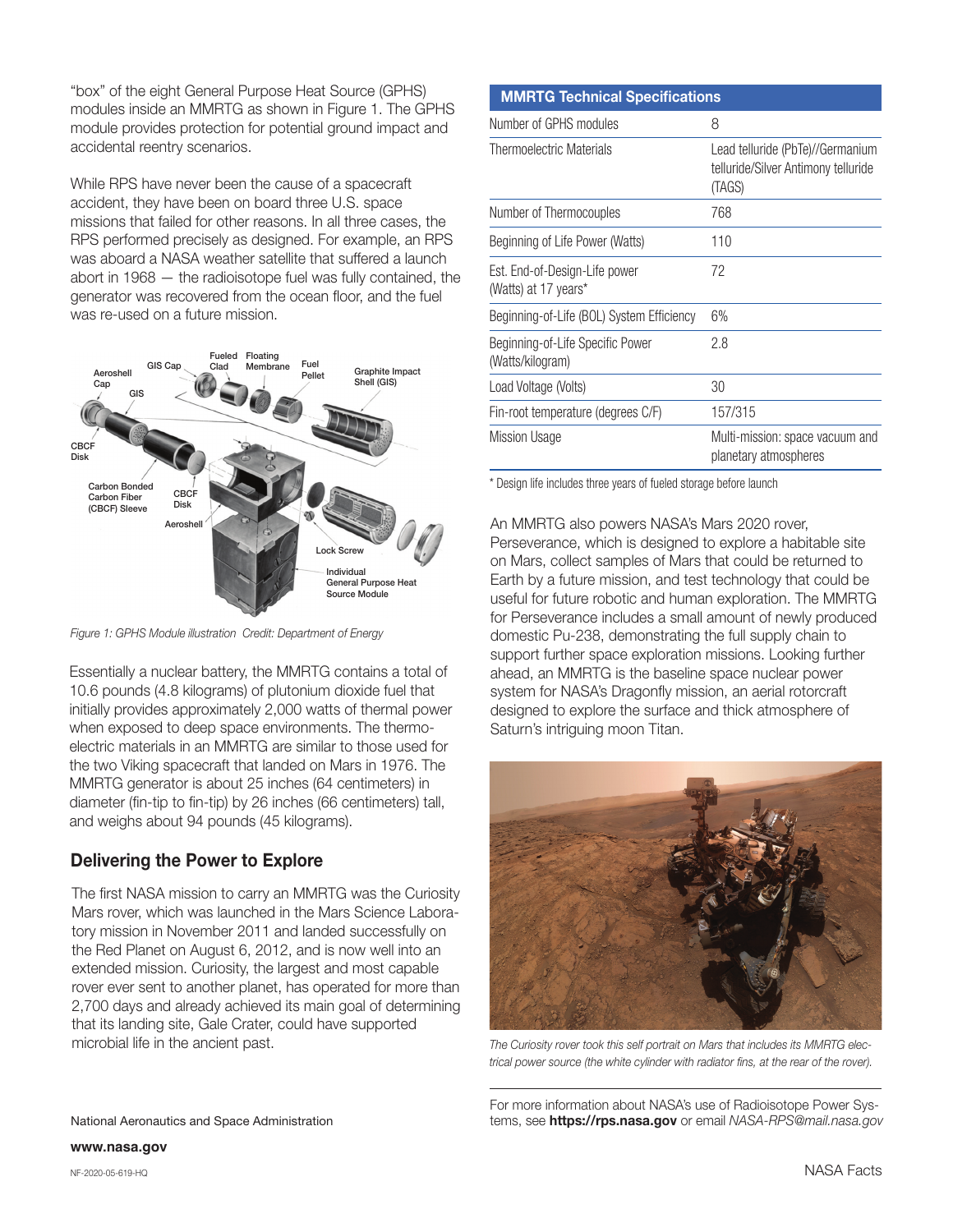"box" of the eight General Purpose Heat Source (GPHS) modules inside an MMRTG as shown in Figure 1. The GPHS module provides protection for potential ground impact and accidental reentry scenarios.

While RPS have never been the cause of a spacecraft accident, they have been on board three U.S. space missions that failed for other reasons. In all three cases, the RPS performed precisely as designed. For example, an RPS was aboard a NASA weather satellite that suffered a launch abort in 1968 — the radioisotope fuel was fully contained, the generator was recovered from the ocean floor, and the fuel was re-used on a future mission.

Aeroshell Cap
GIS Cap
Fueled Clad
Floating Membrane
Fuel Pellet
Graphite Impact Shell (GIS)
GIS
CBCF Disk
Carbon Bonded Carbon Fiber (CBCF) Sleeve
CBCF Disk
Aeroshell
Lock Screw
Individual General Purpose Heat Source Module

*Figure 1: GPHS Module illustration Credit: Department of Energy*

Essentially a nuclear battery, the MMRTG contains a total of 10.6 pounds (4.8 kilograms) of plutonium dioxide fuel that initially provides approximately 2,000 watts of thermal power when exposed to deep space environments. The thermoelectric materials in an MMRTG are similar to those used for the two Viking spacecraft that landed on Mars in 1976. The MMRTG generator is about 25 inches (64 centimeters) in diameter (fin-tip to fin-tip) by 26 inches (66 centimeters) tall, and weighs about 94 pounds (45 kilograms).

## Delivering the Power to Explore

The first NASA mission to carry an MMRTG was the Curiosity Mars rover, which was launched in the Mars Science Laboratory mission in November 2011 and landed successfully on the Red Planet on August 6, 2012, and is now well into an extended mission. Curiosity, the largest and most capable rover ever sent to another planet, has operated for more than 2,700 days and already achieved its main goal of determining that its landing site, Gale Crater, could have supported microbial life in the ancient past.

| MMRTG Technical Specifications | |
|---|---|
| Number of GPHS modules | 8 |
| Thermoelectric Materials | Lead telluride (PbTe)//Germanium telluride/Silver Antimony telluride (TAGS) |
| Number of Thermocouples | 768 |
| Beginning of Life Power (Watts) | 110 |
| Est. End-of-Design-Life power (Watts) at 17 years* | 72 |
| Beginning-of-Life (BOL) System Efficiency | 6% |
| Beginning-of-Life Specific Power (Watts/kilogram) | 2.8 |
| Load Voltage (Volts) | 30 |
| Fin-root temperature (degrees C/F) | 157/315 |
| Mission Usage | Multi-mission: space vacuum and planetary atmospheres |

\* Design life includes three years of fueled storage before launch

An MMRTG also powers NASA's Mars 2020 rover, Perseverance, which is designed to explore a habitable site on Mars, collect samples of Mars that could be returned to Earth by a future mission, and test technology that could be useful for future robotic and human exploration. The MMRTG for Perseverance includes a small amount of newly produced domestic Pu-238, demonstrating the full supply chain to support further space exploration missions. Looking further ahead, an MMRTG is the baseline space nuclear power system for NASA's Dragonfly mission, an aerial rotorcraft designed to explore the surface and thick atmosphere of Saturn's intriguing moon Titan.

*The Curiosity rover took this self portrait on Mars that includes its MMRTG electrical power source (the white cylinder with radiator fins, at the rear of the rover).*

For more information about NASA's use of Radioisotope Power Systems, see **https://rps.nasa.gov** or email *NASA-RPS@mail.nasa.gov*

National Aeronautics and Space Administration

**www.nasa.gov**

NF-2020-05-619-HQ

NASA Facts